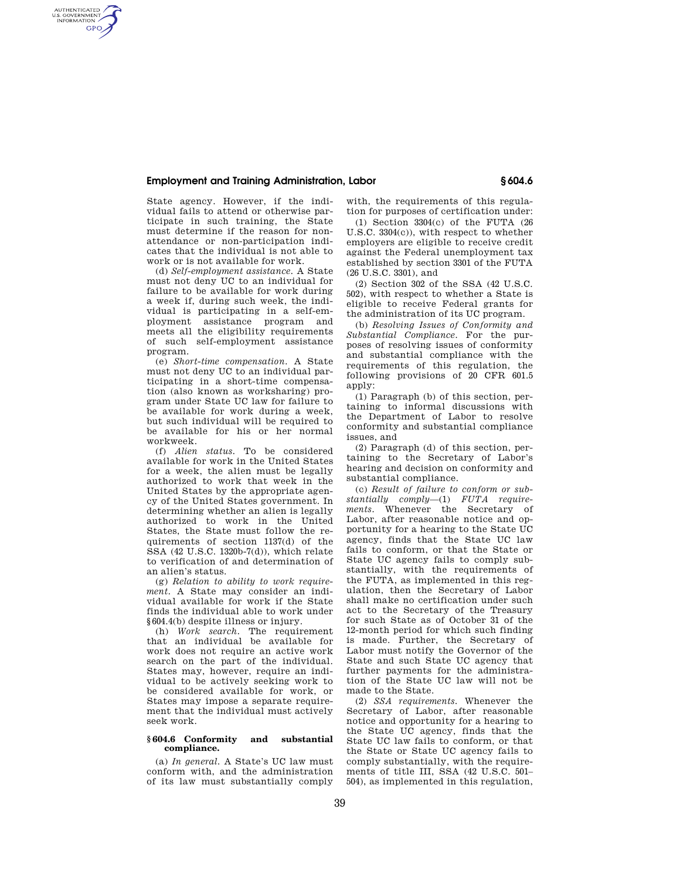State agency. However, if the individual fails to attend or otherwise participate in such training, the State must determine if the reason for nonattendance or non-participation indicates that the individual is not able to work or is not available for work.

(d) *Self-employment assistance.* A State must not deny UC to an individual for failure to be available for work during a week if, during such week, the individual is participating in a self-employment assistance program and meets all the eligibility requirements of such self-employment assistance program.

(e) *Short-time compensation.* A State must not deny UC to an individual participating in a short-time compensation (also known as worksharing) program under State UC law for failure to be available for work during a week, but such individual will be required to be available for his or her normal workweek.

(f) *Alien status.* To be considered available for work in the United States for a week, the alien must be legally authorized to work that week in the United States by the appropriate agency of the United States government. In determining whether an alien is legally authorized to work in the United States, the State must follow the requirements of section 1137(d) of the SSA (42 U.S.C. 1320b-7(d)), which relate to verification of and determination of an alien's status.

(g) *Relation to ability to work requirement.* A State may consider an individual available for work if the State finds the individual able to work under §604.4(b) despite illness or injury.

(h) *Work search.* The requirement that an individual be available for work does not require an active work search on the part of the individual. States may, however, require an individual to be actively seeking work to be considered available for work, or States may impose a separate requirement that the individual must actively seek work.

## §604.6 Conformity and substantial compliance.

(a) *In general.* A State's UC law must conform with, and the administration of its law must substantially comply with, the requirements of this regulation for purposes of certification under:

(1) Section 3304(c) of the FUTA (26 U.S.C. 3304(c)), with respect to whether employers are eligible to receive credit against the Federal unemployment tax established by section 3301 of the FUTA (26 U.S.C. 3301), and

(2) Section 302 of the SSA (42 U.S.C. 502), with respect to whether a State is eligible to receive Federal grants for the administration of its UC program.

(b) *Resolving Issues of Conformity and Substantial Compliance.* For the purposes of resolving issues of conformity and substantial compliance with the requirements of this regulation, the following provisions of 20 CFR 601.5 apply:

(1) Paragraph (b) of this section, pertaining to informal discussions with the Department of Labor to resolve conformity and substantial compliance issues, and

(2) Paragraph (d) of this section, pertaining to the Secretary of Labor's hearing and decision on conformity and substantial compliance.

(c) *Result of failure to conform or substantially comply*—(1) *FUTA requirements.* Whenever the Secretary of Labor, after reasonable notice and opportunity for a hearing to the State UC agency, finds that the State UC law fails to conform, or that the State or State UC agency fails to comply substantially, with the requirements of the FUTA, as implemented in this regulation, then the Secretary of Labor shall make no certification under such act to the Secretary of the Treasury for such State as of October 31 of the 12-month period for which such finding is made. Further, the Secretary of Labor must notify the Governor of the State and such State UC agency that further payments for the administration of the State UC law will not be made to the State.

(2) *SSA requirements.* Whenever the Secretary of Labor, after reasonable notice and opportunity for a hearing to the State UC agency, finds that the State UC law fails to conform, or that the State or State UC agency fails to comply substantially, with the requirements of title III, SSA (42 U.S.C. 501–504), as implemented in this regulation,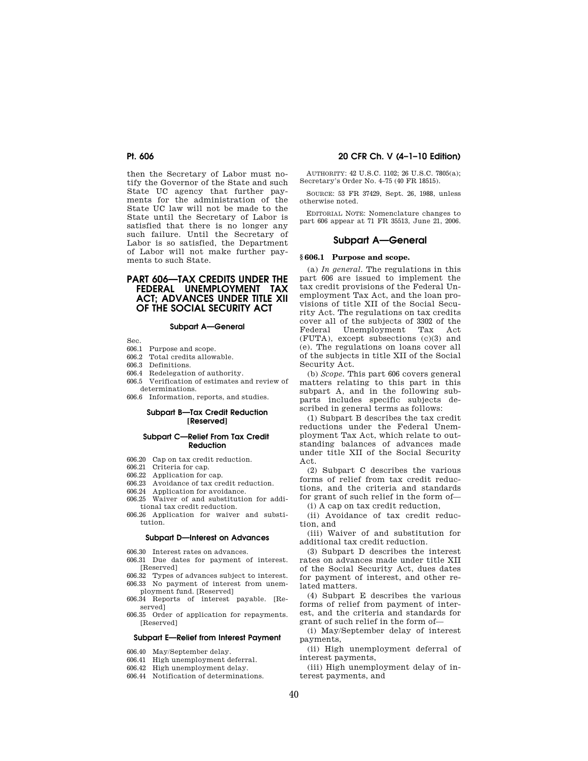then the Secretary of Labor must notify the Governor of the State and such State UC agency that further payments for the administration of the State UC law will not be made to the State until the Secretary of Labor is satisfied that there is no longer any such failure. Until the Secretary of Labor is so satisfied, the Department of Labor will not make further payments to such State.

# PART 606—TAX CREDITS UNDER THE FEDERAL UNEMPLOYMENT TAX ACT; ADVANCES UNDER TITLE XII OF THE SOCIAL SECURITY ACT

### Subpart A—General

Sec.

606.1 Purpose and scope.
606.2 Total credits allowable.
606.3 Definitions.
606.4 Redelegation of authority.
606.5 Verification of estimates and review of determinations.
606.6 Information, reports, and studies.

### Subpart B—Tax Credit Reduction [Reserved]

### Subpart C—Relief From Tax Credit Reduction

606.20 Cap on tax credit reduction.
606.21 Criteria for cap.
606.22 Application for cap.
606.23 Avoidance of tax credit reduction.
606.24 Application for avoidance.
606.25 Waiver of and substitution for additional tax credit reduction.
606.26 Application for waiver and substitution.

### Subpart D—Interest on Advances

606.30 Interest rates on advances.
606.31 Due dates for payment of interest. [Reserved]
606.32 Types of advances subject to interest.
606.33 No payment of interest from unemployment fund. [Reserved]
606.34 Reports of interest payable. [Reserved]
606.35 Order of application for repayments. [Reserved]

### Subpart E—Relief from Interest Payment

606.40 May/September delay.
606.41 High unemployment deferral.
606.42 High unemployment delay.
606.44 Notification of determinations.

AUTHORITY: 42 U.S.C. 1102; 26 U.S.C. 7805(a); Secretary's Order No. 4–75 (40 FR 18515).

SOURCE: 53 FR 37429, Sept. 26, 1988, unless otherwise noted.

EDITORIAL NOTE: Nomenclature changes to part 606 appear at 71 FR 35513, June 21, 2006.

## Subpart A—General

### § 606.1 Purpose and scope.

(a) *In general.* The regulations in this part 606 are issued to implement the tax credit provisions of the Federal Unemployment Tax Act, and the loan provisions of title XII of the Social Security Act. The regulations on tax credits cover all of the subjects of 3302 of the Federal Unemployment Tax Act (FUTA), except subsections (c)(3) and (e). The regulations on loans cover all of the subjects in title XII of the Social Security Act.

(b) *Scope.* This part 606 covers general matters relating to this part in this subpart A, and in the following subparts includes specific subjects described in general terms as follows:

(1) Subpart B describes the tax credit reductions under the Federal Unemployment Tax Act, which relate to outstanding balances of advances made under title XII of the Social Security Act.

(2) Subpart C describes the various forms of relief from tax credit reductions, and the criteria and standards for grant of such relief in the form of—

(i) A cap on tax credit reduction,

(ii) Avoidance of tax credit reduction, and

(iii) Waiver of and substitution for additional tax credit reduction.

(3) Subpart D describes the interest rates on advances made under title XII of the Social Security Act, dues dates for payment of interest, and other related matters.

(4) Subpart E describes the various forms of relief from payment of interest, and the criteria and standards for grant of such relief in the form of—

(i) May/September delay of interest payments,

(ii) High unemployment deferral of interest payments,

(iii) High unemployment delay of interest payments, and